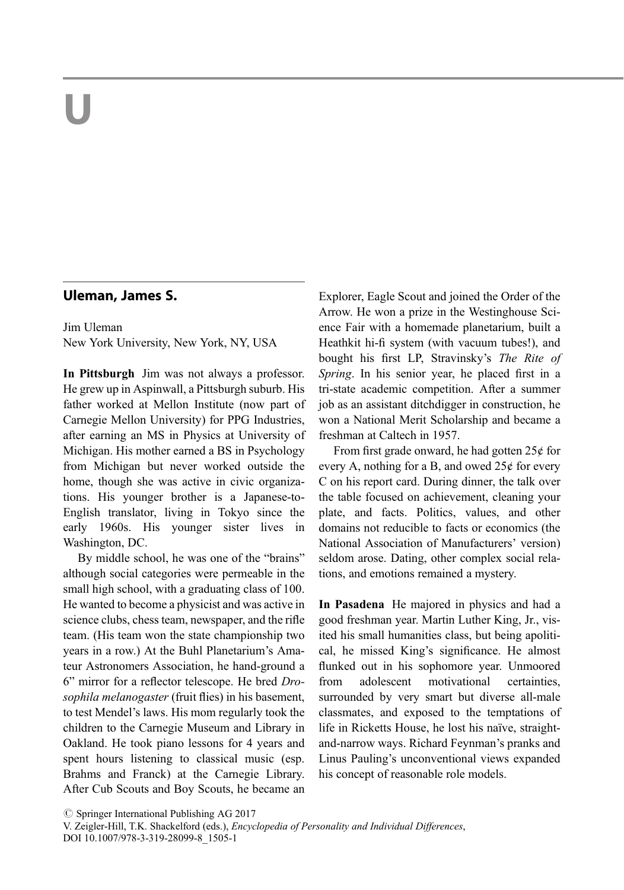# U

## Uleman, James S.

Jim Uleman
New York University, New York, NY, USA

**In Pittsburgh** Jim was not always a professor. He grew up in Aspinwall, a Pittsburgh suburb. His father worked at Mellon Institute (now part of Carnegie Mellon University) for PPG Industries, after earning an MS in Physics at University of Michigan. His mother earned a BS in Psychology from Michigan but never worked outside the home, though she was active in civic organizations. His younger brother is a Japanese-to-English translator, living in Tokyo since the early 1960s. His younger sister lives in Washington, DC.

By middle school, he was one of the "brains" although social categories were permeable in the small high school, with a graduating class of 100. He wanted to become a physicist and was active in science clubs, chess team, newspaper, and the rifle team. (His team won the state championship two years in a row.) At the Buhl Planetarium's Amateur Astronomers Association, he hand-ground a 6" mirror for a reflector telescope. He bred *Drosophila melanogaster* (fruit flies) in his basement, to test Mendel's laws. His mom regularly took the children to the Carnegie Museum and Library in Oakland. He took piano lessons for 4 years and spent hours listening to classical music (esp. Brahms and Franck) at the Carnegie Library. After Cub Scouts and Boy Scouts, he became an Explorer, Eagle Scout and joined the Order of the Arrow. He won a prize in the Westinghouse Science Fair with a homemade planetarium, built a Heathkit hi-fi system (with vacuum tubes!), and bought his first LP, Stravinsky's *The Rite of Spring*. In his senior year, he placed first in a tri-state academic competition. After a summer job as an assistant ditchdigger in construction, he won a National Merit Scholarship and became a freshman at Caltech in 1957.

From first grade onward, he had gotten 25¢ for every A, nothing for a B, and owed 25¢ for every C on his report card. During dinner, the talk over the table focused on achievement, cleaning your plate, and facts. Politics, values, and other domains not reducible to facts or economics (the National Association of Manufacturers' version) seldom arose. Dating, other complex social relations, and emotions remained a mystery.

**In Pasadena** He majored in physics and had a good freshman year. Martin Luther King, Jr., visited his small humanities class, but being apolitical, he missed King's significance. He almost flunked out in his sophomore year. Unmoored from adolescent motivational certainties, surrounded by very smart but diverse all-male classmates, and exposed to the temptations of life in Ricketts House, he lost his naïve, straight-and-narrow ways. Richard Feynman's pranks and Linus Pauling's unconventional views expanded his concept of reasonable role models.

© Springer International Publishing AG 2017
V. Zeigler-Hill, T.K. Shackelford (eds.), *Encyclopedia of Personality and Individual Differences*,
DOI 10.1007/978-3-319-28099-8_1505-1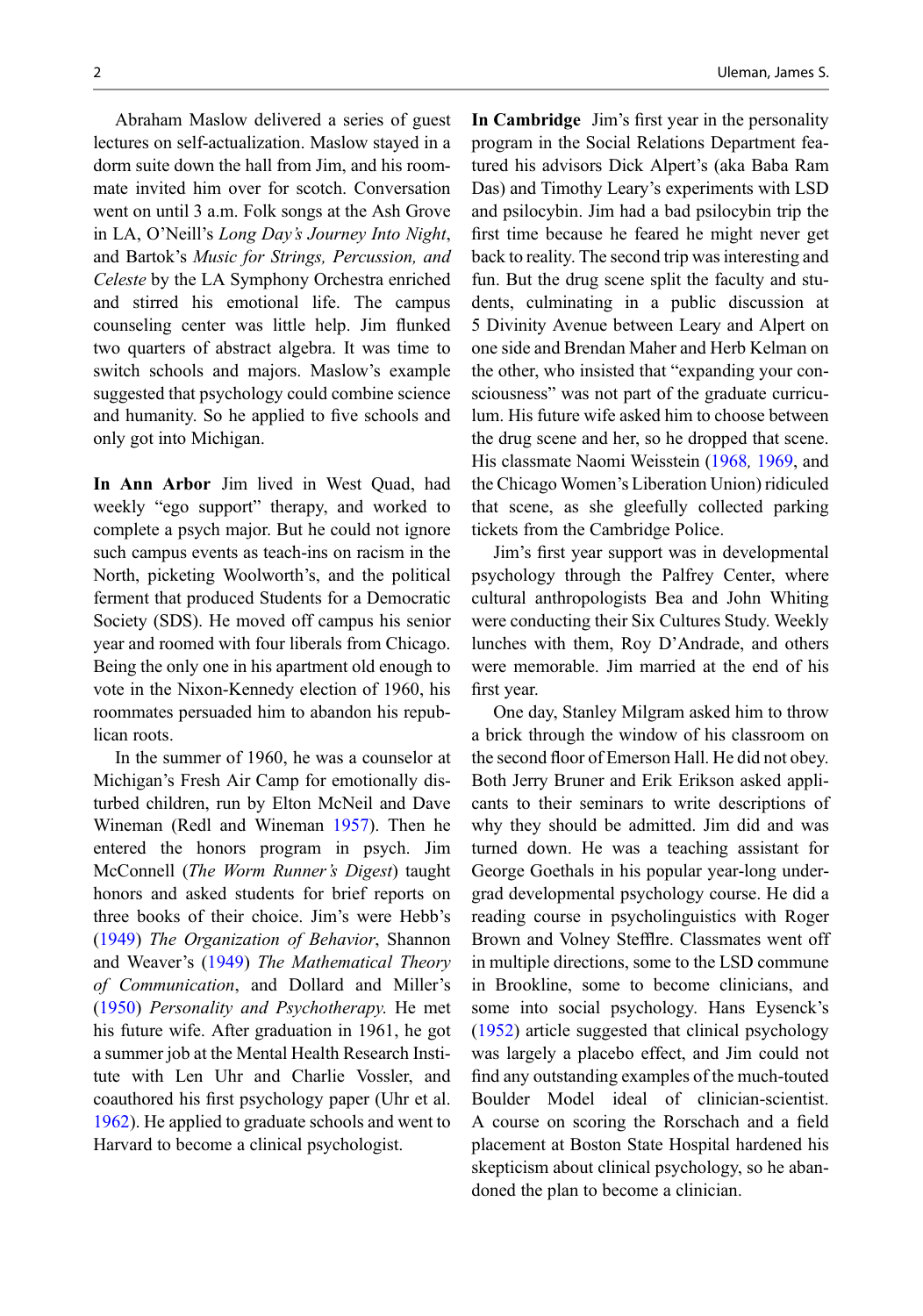Abraham Maslow delivered a series of guest lectures on self-actualization. Maslow stayed in a dorm suite down the hall from Jim, and his roommate invited him over for scotch. Conversation went on until 3 a.m. Folk songs at the Ash Grove in LA, O'Neill's *Long Day's Journey Into Night*, and Bartok's *Music for Strings, Percussion, and Celeste* by the LA Symphony Orchestra enriched and stirred his emotional life. The campus counseling center was little help. Jim flunked two quarters of abstract algebra. It was time to switch schools and majors. Maslow's example suggested that psychology could combine science and humanity. So he applied to five schools and only got into Michigan.

**In Ann Arbor** Jim lived in West Quad, had weekly "ego support" therapy, and worked to complete a psych major. But he could not ignore such campus events as teach-ins on racism in the North, picketing Woolworth's, and the political ferment that produced Students for a Democratic Society (SDS). He moved off campus his senior year and roomed with four liberals from Chicago. Being the only one in his apartment old enough to vote in the Nixon-Kennedy election of 1960, his roommates persuaded him to abandon his republican roots.

In the summer of 1960, he was a counselor at Michigan's Fresh Air Camp for emotionally disturbed children, run by Elton McNeil and Dave Wineman (Redl and Wineman 1957). Then he entered the honors program in psych. Jim McConnell (*The Worm Runner's Digest*) taught honors and asked students for brief reports on three books of their choice. Jim's were Hebb's (1949) *The Organization of Behavior*, Shannon and Weaver's (1949) *The Mathematical Theory of Communication*, and Dollard and Miller's (1950) *Personality and Psychotherapy*. He met his future wife. After graduation in 1961, he got a summer job at the Mental Health Research Institute with Len Uhr and Charlie Vossler, and coauthored his first psychology paper (Uhr et al. 1962). He applied to graduate schools and went to Harvard to become a clinical psychologist.

**In Cambridge** Jim's first year in the personality program in the Social Relations Department featured his advisors Dick Alpert's (aka Baba Ram Das) and Timothy Leary's experiments with LSD and psilocybin. Jim had a bad psilocybin trip the first time because he feared he might never get back to reality. The second trip was interesting and fun. But the drug scene split the faculty and students, culminating in a public discussion at 5 Divinity Avenue between Leary and Alpert on one side and Brendan Maher and Herb Kelman on the other, who insisted that "expanding your consciousness" was not part of the graduate curriculum. His future wife asked him to choose between the drug scene and her, so he dropped that scene. His classmate Naomi Weisstein (1968, 1969, and the Chicago Women's Liberation Union) ridiculed that scene, as she gleefully collected parking tickets from the Cambridge Police.

Jim's first year support was in developmental psychology through the Palfrey Center, where cultural anthropologists Bea and John Whiting were conducting their Six Cultures Study. Weekly lunches with them, Roy D'Andrade, and others were memorable. Jim married at the end of his first year.

One day, Stanley Milgram asked him to throw a brick through the window of his classroom on the second floor of Emerson Hall. He did not obey. Both Jerry Bruner and Erik Erikson asked applicants to their seminars to write descriptions of why they should be admitted. Jim did and was turned down. He was a teaching assistant for George Goethals in his popular year-long undergrad developmental psychology course. He did a reading course in psycholinguistics with Roger Brown and Volney Stefflre. Classmates went off in multiple directions, some to the LSD commune in Brookline, some to become clinicians, and some into social psychology. Hans Eysenck's (1952) article suggested that clinical psychology was largely a placebo effect, and Jim could not find any outstanding examples of the much-touted Boulder Model ideal of clinician-scientist. A course on scoring the Rorschach and a field placement at Boston State Hospital hardened his skepticism about clinical psychology, so he abandoned the plan to become a clinician.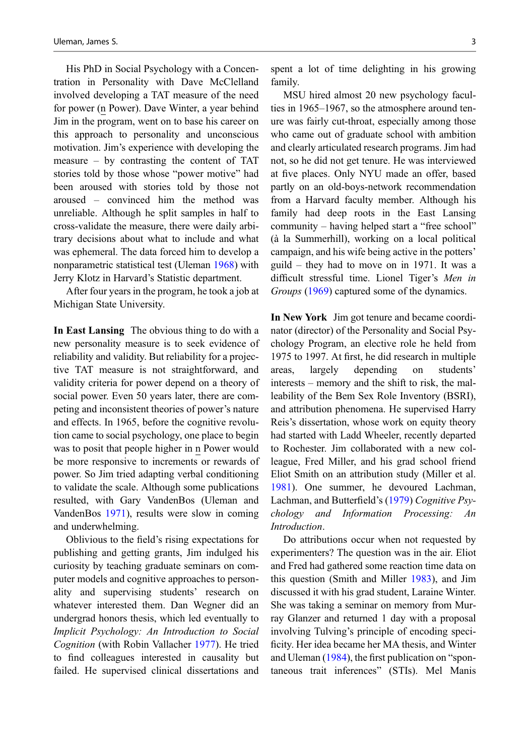His PhD in Social Psychology with a Concentration in Personality with Dave McClelland involved developing a TAT measure of the need for power (n Power). Dave Winter, a year behind Jim in the program, went on to base his career on this approach to personality and unconscious motivation. Jim's experience with developing the measure – by contrasting the content of TAT stories told by those whose "power motive" had been aroused with stories told by those not aroused – convinced him the method was unreliable. Although he split samples in half to cross-validate the measure, there were daily arbitrary decisions about what to include and what was ephemeral. The data forced him to develop a nonparametric statistical test (Uleman 1968) with Jerry Klotz in Harvard's Statistic department.

After four years in the program, he took a job at Michigan State University.

**In East Lansing** The obvious thing to do with a new personality measure is to seek evidence of reliability and validity. But reliability for a projective TAT measure is not straightforward, and validity criteria for power depend on a theory of social power. Even 50 years later, there are competing and inconsistent theories of power's nature and effects. In 1965, before the cognitive revolution came to social psychology, one place to begin was to posit that people higher in n Power would be more responsive to increments or rewards of power. So Jim tried adapting verbal conditioning to validate the scale. Although some publications resulted, with Gary VandenBos (Uleman and VandenBos 1971), results were slow in coming and underwhelming.

Oblivious to the field's rising expectations for publishing and getting grants, Jim indulged his curiosity by teaching graduate seminars on computer models and cognitive approaches to personality and supervising students' research on whatever interested them. Dan Wegner did an undergrad honors thesis, which led eventually to *Implicit Psychology: An Introduction to Social Cognition* (with Robin Vallacher 1977). He tried to find colleagues interested in causality but failed. He supervised clinical dissertations and spent a lot of time delighting in his growing family.

MSU hired almost 20 new psychology faculties in 1965–1967, so the atmosphere around tenure was fairly cut-throat, especially among those who came out of graduate school with ambition and clearly articulated research programs. Jim had not, so he did not get tenure. He was interviewed at five places. Only NYU made an offer, based partly on an old-boys-network recommendation from a Harvard faculty member. Although his family had deep roots in the East Lansing community – having helped start a "free school" (à la Summerhill), working on a local political campaign, and his wife being active in the potters' guild – they had to move on in 1971. It was a difficult stressful time. Lionel Tiger's *Men in Groups* (1969) captured some of the dynamics.

**In New York** Jim got tenure and became coordinator (director) of the Personality and Social Psychology Program, an elective role he held from 1975 to 1997. At first, he did research in multiple areas, largely depending on students' interests – memory and the shift to risk, the malleability of the Bem Sex Role Inventory (BSRI), and attribution phenomena. He supervised Harry Reis's dissertation, whose work on equity theory had started with Ladd Wheeler, recently departed to Rochester. Jim collaborated with a new colleague, Fred Miller, and his grad school friend Eliot Smith on an attribution study (Miller et al. 1981). One summer, he devoured Lachman, Lachman, and Butterfield's (1979) *Cognitive Psychology and Information Processing: An Introduction*.

Do attributions occur when not requested by experimenters? The question was in the air. Eliot and Fred had gathered some reaction time data on this question (Smith and Miller 1983), and Jim discussed it with his grad student, Laraine Winter. She was taking a seminar on memory from Murray Glanzer and returned 1 day with a proposal involving Tulving's principle of encoding specificity. Her idea became her MA thesis, and Winter and Uleman (1984), the first publication on "spontaneous trait inferences" (STIs). Mel Manis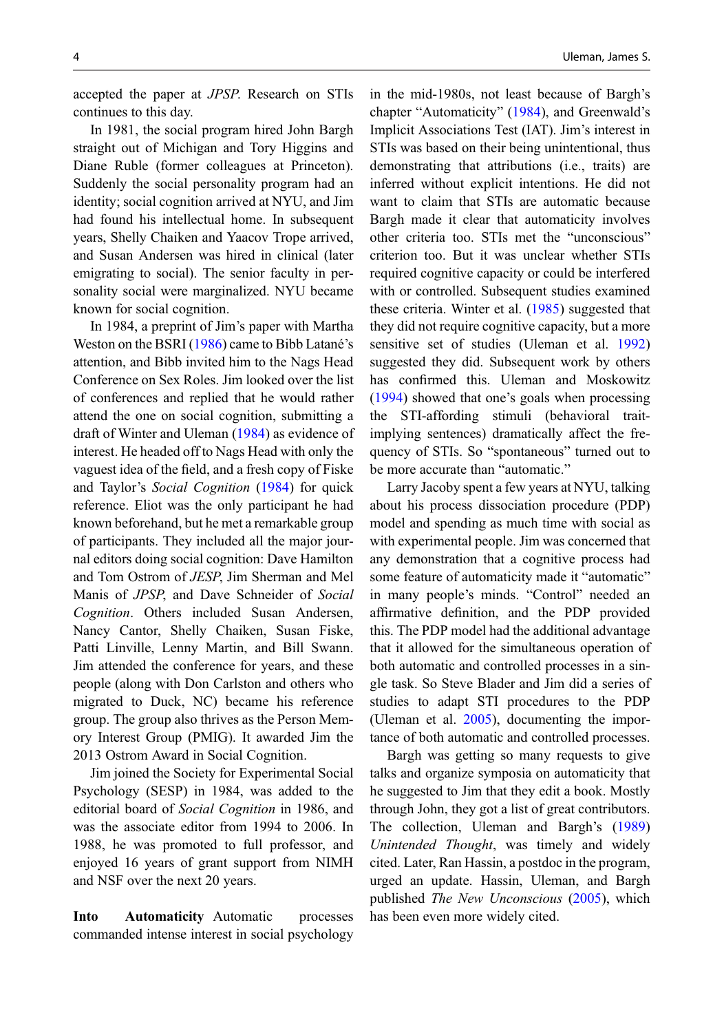accepted the paper at *JPSP*. Research on STIs continues to this day.

In 1981, the social program hired John Bargh straight out of Michigan and Tory Higgins and Diane Ruble (former colleagues at Princeton). Suddenly the social personality program had an identity; social cognition arrived at NYU, and Jim had found his intellectual home. In subsequent years, Shelly Chaiken and Yaacov Trope arrived, and Susan Andersen was hired in clinical (later emigrating to social). The senior faculty in personality social were marginalized. NYU became known for social cognition.

In 1984, a preprint of Jim's paper with Martha Weston on the BSRI (1986) came to Bibb Latané's attention, and Bibb invited him to the Nags Head Conference on Sex Roles. Jim looked over the list of conferences and replied that he would rather attend the one on social cognition, submitting a draft of Winter and Uleman (1984) as evidence of interest. He headed off to Nags Head with only the vaguest idea of the field, and a fresh copy of Fiske and Taylor's *Social Cognition* (1984) for quick reference. Eliot was the only participant he had known beforehand, but he met a remarkable group of participants. They included all the major journal editors doing social cognition: Dave Hamilton and Tom Ostrom of *JESP*, Jim Sherman and Mel Manis of *JPSP*, and Dave Schneider of *Social Cognition*. Others included Susan Andersen, Nancy Cantor, Shelly Chaiken, Susan Fiske, Patti Linville, Lenny Martin, and Bill Swann. Jim attended the conference for years, and these people (along with Don Carlston and others who migrated to Duck, NC) became his reference group. The group also thrives as the Person Memory Interest Group (PMIG). It awarded Jim the 2013 Ostrom Award in Social Cognition.

Jim joined the Society for Experimental Social Psychology (SESP) in 1984, was added to the editorial board of *Social Cognition* in 1986, and was the associate editor from 1994 to 2006. In 1988, he was promoted to full professor, and enjoyed 16 years of grant support from NIMH and NSF over the next 20 years.

**Into Automaticity** Automatic processes commanded intense interest in social psychology in the mid-1980s, not least because of Bargh's chapter "Automaticity" (1984), and Greenwald's Implicit Associations Test (IAT). Jim's interest in STIs was based on their being unintentional, thus demonstrating that attributions (i.e., traits) are inferred without explicit intentions. He did not want to claim that STIs are automatic because Bargh made it clear that automaticity involves other criteria too. STIs met the "unconscious" criterion too. But it was unclear whether STIs required cognitive capacity or could be interfered with or controlled. Subsequent studies examined these criteria. Winter et al. (1985) suggested that they did not require cognitive capacity, but a more sensitive set of studies (Uleman et al. 1992) suggested they did. Subsequent work by others has confirmed this. Uleman and Moskowitz (1994) showed that one's goals when processing the STI-affording stimuli (behavioral trait-implying sentences) dramatically affect the frequency of STIs. So "spontaneous" turned out to be more accurate than "automatic."

Larry Jacoby spent a few years at NYU, talking about his process dissociation procedure (PDP) model and spending as much time with social as with experimental people. Jim was concerned that any demonstration that a cognitive process had some feature of automaticity made it "automatic" in many people's minds. "Control" needed an affirmative definition, and the PDP provided this. The PDP model had the additional advantage that it allowed for the simultaneous operation of both automatic and controlled processes in a single task. So Steve Blader and Jim did a series of studies to adapt STI procedures to the PDP (Uleman et al. 2005), documenting the importance of both automatic and controlled processes.

Bargh was getting so many requests to give talks and organize symposia on automaticity that he suggested to Jim that they edit a book. Mostly through John, they got a list of great contributors. The collection, Uleman and Bargh's (1989) *Unintended Thought*, was timely and widely cited. Later, Ran Hassin, a postdoc in the program, urged an update. Hassin, Uleman, and Bargh published *The New Unconscious* (2005), which has been even more widely cited.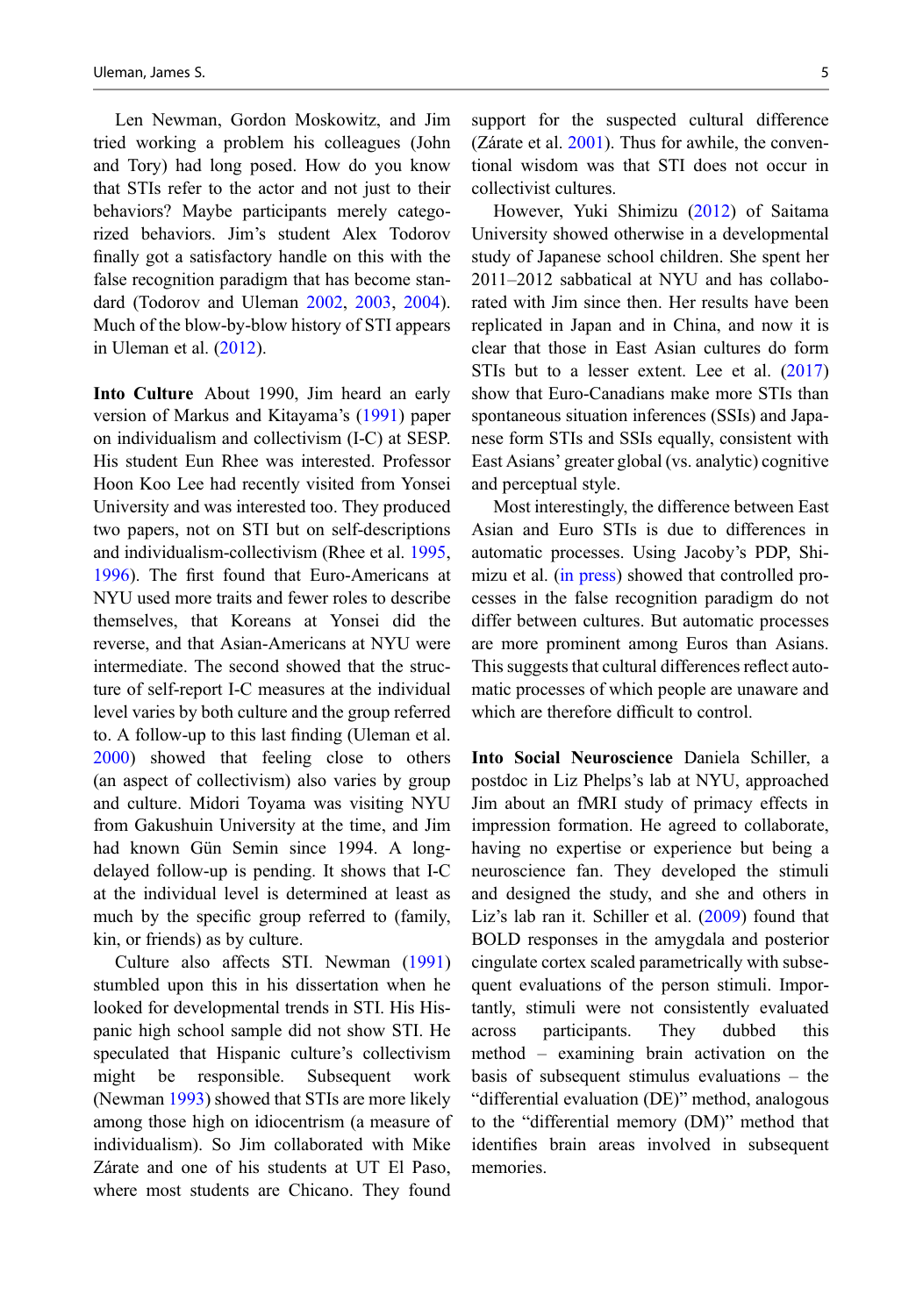Len Newman, Gordon Moskowitz, and Jim tried working a problem his colleagues (John and Tory) had long posed. How do you know that STIs refer to the actor and not just to their behaviors? Maybe participants merely categorized behaviors. Jim's student Alex Todorov finally got a satisfactory handle on this with the false recognition paradigm that has become standard (Todorov and Uleman 2002, 2003, 2004). Much of the blow-by-blow history of STI appears in Uleman et al. (2012).

**Into Culture** About 1990, Jim heard an early version of Markus and Kitayama's (1991) paper on individualism and collectivism (I-C) at SESP. His student Eun Rhee was interested. Professor Hoon Koo Lee had recently visited from Yonsei University and was interested too. They produced two papers, not on STI but on self-descriptions and individualism-collectivism (Rhee et al. 1995, 1996). The first found that Euro-Americans at NYU used more traits and fewer roles to describe themselves, that Koreans at Yonsei did the reverse, and that Asian-Americans at NYU were intermediate. The second showed that the structure of self-report I-C measures at the individual level varies by both culture and the group referred to. A follow-up to this last finding (Uleman et al. 2000) showed that feeling close to others (an aspect of collectivism) also varies by group and culture. Midori Toyama was visiting NYU from Gakushuin University at the time, and Jim had known Gün Semin since 1994. A long-delayed follow-up is pending. It shows that I-C at the individual level is determined at least as much by the specific group referred to (family, kin, or friends) as by culture.

Culture also affects STI. Newman (1991) stumbled upon this in his dissertation when he looked for developmental trends in STI. His Hispanic high school sample did not show STI. He speculated that Hispanic culture's collectivism might be responsible. Subsequent work (Newman 1993) showed that STIs are more likely among those high on idiocentrism (a measure of individualism). So Jim collaborated with Mike Zárate and one of his students at UT El Paso, where most students are Chicano. They found support for the suspected cultural difference (Zárate et al. 2001). Thus for awhile, the conventional wisdom was that STI does not occur in collectivist cultures.

However, Yuki Shimizu (2012) of Saitama University showed otherwise in a developmental study of Japanese school children. She spent her 2011–2012 sabbatical at NYU and has collaborated with Jim since then. Her results have been replicated in Japan and in China, and now it is clear that those in East Asian cultures do form STIs but to a lesser extent. Lee et al. (2017) show that Euro-Canadians make more STIs than spontaneous situation inferences (SSIs) and Japanese form STIs and SSIs equally, consistent with East Asians' greater global (vs. analytic) cognitive and perceptual style.

Most interestingly, the difference between East Asian and Euro STIs is due to differences in automatic processes. Using Jacoby's PDP, Shimizu et al. (in press) showed that controlled processes in the false recognition paradigm do not differ between cultures. But automatic processes are more prominent among Euros than Asians. This suggests that cultural differences reflect automatic processes of which people are unaware and which are therefore difficult to control.

**Into Social Neuroscience** Daniela Schiller, a postdoc in Liz Phelps's lab at NYU, approached Jim about an fMRI study of primacy effects in impression formation. He agreed to collaborate, having no expertise or experience but being a neuroscience fan. They developed the stimuli and designed the study, and she and others in Liz's lab ran it. Schiller et al. (2009) found that BOLD responses in the amygdala and posterior cingulate cortex scaled parametrically with subsequent evaluations of the person stimuli. Importantly, stimuli were not consistently evaluated across participants. They dubbed this method – examining brain activation on the basis of subsequent stimulus evaluations – the "differential evaluation (DE)" method, analogous to the "differential memory (DM)" method that identifies brain areas involved in subsequent memories.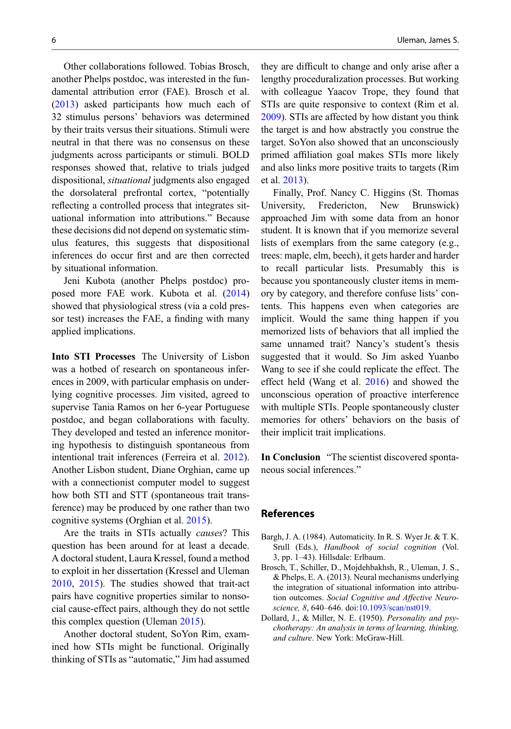Other collaborations followed. Tobias Brosch, another Phelps postdoc, was interested in the fundamental attribution error (FAE). Brosch et al. (2013) asked participants how much each of 32 stimulus persons' behaviors was determined by their traits versus their situations. Stimuli were neutral in that there was no consensus on these judgments across participants or stimuli. BOLD responses showed that, relative to trials judged dispositional, *situational* judgments also engaged the dorsolateral prefrontal cortex, "potentially reflecting a controlled process that integrates situational information into attributions." Because these decisions did not depend on systematic stimulus features, this suggests that dispositional inferences do occur first and are then corrected by situational information.

Jeni Kubota (another Phelps postdoc) proposed more FAE work. Kubota et al. (2014) showed that physiological stress (via a cold pressor test) increases the FAE, a finding with many applied implications.

**Into STI Processes** The University of Lisbon was a hotbed of research on spontaneous inferences in 2009, with particular emphasis on underlying cognitive processes. Jim visited, agreed to supervise Tania Ramos on her 6-year Portuguese postdoc, and began collaborations with faculty. They developed and tested an inference monitoring hypothesis to distinguish spontaneous from intentional trait inferences (Ferreira et al. 2012). Another Lisbon student, Diane Orghian, came up with a connectionist computer model to suggest how both STI and STT (spontaneous trait transference) may be produced by one rather than two cognitive systems (Orghian et al. 2015).

Are the traits in STIs actually *causes*? This question has been around for at least a decade. A doctoral student, Laura Kressel, found a method to exploit in her dissertation (Kressel and Uleman 2010, 2015). The studies showed that trait-act pairs have cognitive properties similar to nonsocial cause-effect pairs, although they do not settle this complex question (Uleman 2015).

Another doctoral student, SoYon Rim, examined how STIs might be functional. Originally thinking of STIs as "automatic," Jim had assumed they are difficult to change and only arise after a lengthy proceduralization processes. But working with colleague Yaacov Trope, they found that STIs are quite responsive to context (Rim et al. 2009). STIs are affected by how distant you think the target is and how abstractly you construe the target. SoYon also showed that an unconsciously primed affiliation goal makes STIs more likely and also links more positive traits to targets (Rim et al. 2013).

Finally, Prof. Nancy C. Higgins (St. Thomas University, Fredericton, New Brunswick) approached Jim with some data from an honor student. It is known that if you memorize several lists of exemplars from the same category (e.g., trees: maple, elm, beech), it gets harder and harder to recall particular lists. Presumably this is because you spontaneously cluster items in memory by category, and therefore confuse lists' contents. This happens even when categories are implicit. Would the same thing happen if you memorized lists of behaviors that all implied the same unnamed trait? Nancy's student's thesis suggested that it would. So Jim asked Yuanbo Wang to see if she could replicate the effect. The effect held (Wang et al. 2016) and showed the unconscious operation of proactive interference with multiple STIs. People spontaneously cluster memories for others' behaviors on the basis of their implicit trait implications.

**In Conclusion** "The scientist discovered spontaneous social inferences."

## References

Bargh, J. A. (1984). Automaticity. In R. S. Wyer Jr. & T. K. Srull (Eds.), *Handbook of social cognition* (Vol. 3, pp. 1–43). Hillsdale: Erlbaum.

Brosch, T., Schiller, D., Mojdehbakhsh, R., Uleman, J. S., & Phelps, E. A. (2013). Neural mechanisms underlying the integration of situational information into attribution outcomes. *Social Cognitive and Affective Neuroscience, 8*, 640–646. doi:10.1093/scan/nst019.

Dollard, J., & Miller, N. E. (1950). *Personality and psychotherapy: An analysis in terms of learning, thinking, and culture*. New York: McGraw-Hill.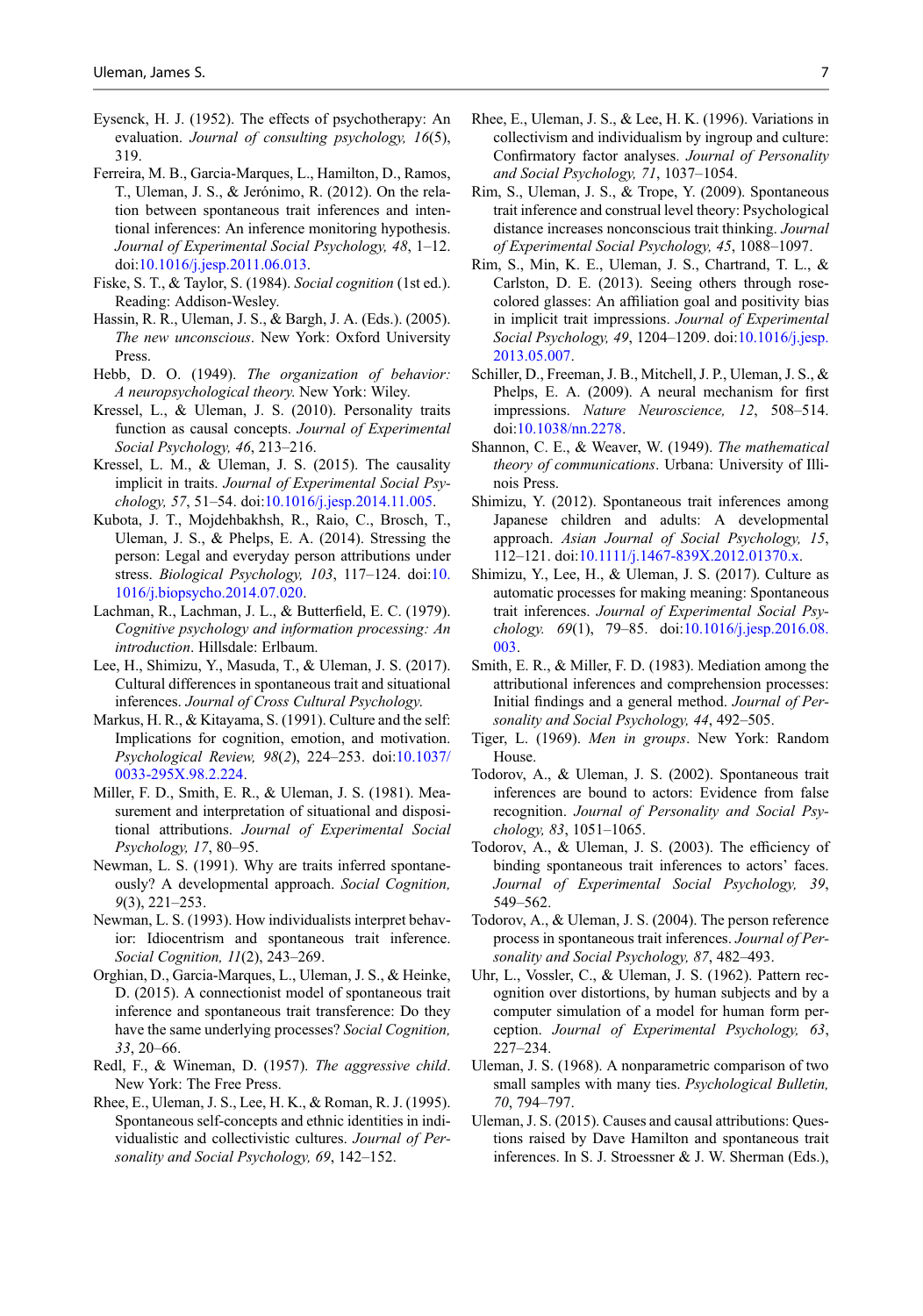Eysenck, H. J. (1952). The effects of psychotherapy: An evaluation. *Journal of consulting psychology, 16*(5), 319.

Ferreira, M. B., Garcia-Marques, L., Hamilton, D., Ramos, T., Uleman, J. S., & Jerónimo, R. (2012). On the relation between spontaneous trait inferences and intentional inferences: An inference monitoring hypothesis. *Journal of Experimental Social Psychology, 48*, 1–12. doi:10.1016/j.jesp.2011.06.013.

Fiske, S. T., & Taylor, S. (1984). *Social cognition* (1st ed.). Reading: Addison-Wesley.

Hassin, R. R., Uleman, J. S., & Bargh, J. A. (Eds.). (2005). *The new unconscious*. New York: Oxford University Press.

Hebb, D. O. (1949). *The organization of behavior: A neuropsychological theory.* New York: Wiley.

Kressel, L., & Uleman, J. S. (2010). Personality traits function as causal concepts. *Journal of Experimental Social Psychology, 46*, 213–216.

Kressel, L. M., & Uleman, J. S. (2015). The causality implicit in traits. *Journal of Experimental Social Psychology, 57*, 51–54. doi:10.1016/j.jesp.2014.11.005.

Kubota, J. T., Mojdehbakhsh, R., Raio, C., Brosch, T., Uleman, J. S., & Phelps, E. A. (2014). Stressing the person: Legal and everyday person attributions under stress. *Biological Psychology, 103*, 117–124. doi:10.1016/j.biopsycho.2014.07.020.

Lachman, R., Lachman, J. L., & Butterfield, E. C. (1979). *Cognitive psychology and information processing: An introduction*. Hillsdale: Erlbaum.

Lee, H., Shimizu, Y., Masuda, T., & Uleman, J. S. (2017). Cultural differences in spontaneous trait and situational inferences. *Journal of Cross Cultural Psychology.*

Markus, H. R., & Kitayama, S. (1991). Culture and the self: Implications for cognition, emotion, and motivation. *Psychological Review, 98*(*2*), 224–253. doi:10.1037/0033-295X.98.2.224.

Miller, F. D., Smith, E. R., & Uleman, J. S. (1981). Measurement and interpretation of situational and dispositional attributions. *Journal of Experimental Social Psychology, 17*, 80–95.

Newman, L. S. (1991). Why are traits inferred spontaneously? A developmental approach. *Social Cognition, 9*(3), 221–253.

Newman, L. S. (1993). How individualists interpret behavior: Idiocentrism and spontaneous trait inference. *Social Cognition, 11*(2), 243–269.

Orghian, D., Garcia-Marques, L., Uleman, J. S., & Heinke, D. (2015). A connectionist model of spontaneous trait inference and spontaneous trait transference: Do they have the same underlying processes? *Social Cognition, 33*, 20–66.

Redl, F., & Wineman, D. (1957). *The aggressive child*. New York: The Free Press.

Rhee, E., Uleman, J. S., Lee, H. K., & Roman, R. J. (1995). Spontaneous self-concepts and ethnic identities in individualistic and collectivistic cultures. *Journal of Personality and Social Psychology, 69*, 142–152.

Rhee, E., Uleman, J. S., & Lee, H. K. (1996). Variations in collectivism and individualism by ingroup and culture: Confirmatory factor analyses. *Journal of Personality and Social Psychology, 71*, 1037–1054.

Rim, S., Uleman, J. S., & Trope, Y. (2009). Spontaneous trait inference and construal level theory: Psychological distance increases nonconscious trait thinking. *Journal of Experimental Social Psychology, 45*, 1088–1097.

Rim, S., Min, K. E., Uleman, J. S., Chartrand, T. L., & Carlston, D. E. (2013). Seeing others through rose-colored glasses: An affiliation goal and positivity bias in implicit trait impressions. *Journal of Experimental Social Psychology, 49*, 1204–1209. doi:10.1016/j.jesp.2013.05.007.

Schiller, D., Freeman, J. B., Mitchell, J. P., Uleman, J. S., & Phelps, E. A. (2009). A neural mechanism for first impressions. *Nature Neuroscience, 12*, 508–514. doi:10.1038/nn.2278.

Shannon, C. E., & Weaver, W. (1949). *The mathematical theory of communications*. Urbana: University of Illinois Press.

Shimizu, Y. (2012). Spontaneous trait inferences among Japanese children and adults: A developmental approach. *Asian Journal of Social Psychology, 15*, 112–121. doi:10.1111/j.1467-839X.2012.01370.x.

Shimizu, Y., Lee, H., & Uleman, J. S. (2017). Culture as automatic processes for making meaning: Spontaneous trait inferences. *Journal of Experimental Social Psychology. 69*(1), 79–85. doi:10.1016/j.jesp.2016.08.003.

Smith, E. R., & Miller, F. D. (1983). Mediation among the attributional inferences and comprehension processes: Initial findings and a general method. *Journal of Personality and Social Psychology, 44*, 492–505.

Tiger, L. (1969). *Men in groups*. New York: Random House.

Todorov, A., & Uleman, J. S. (2002). Spontaneous trait inferences are bound to actors: Evidence from false recognition. *Journal of Personality and Social Psychology, 83*, 1051–1065.

Todorov, A., & Uleman, J. S. (2003). The efficiency of binding spontaneous trait inferences to actors' faces. *Journal of Experimental Social Psychology, 39*, 549–562.

Todorov, A., & Uleman, J. S. (2004). The person reference process in spontaneous trait inferences. *Journal of Personality and Social Psychology, 87*, 482–493.

Uhr, L., Vossler, C., & Uleman, J. S. (1962). Pattern recognition over distortions, by human subjects and by a computer simulation of a model for human form perception. *Journal of Experimental Psychology, 63*, 227–234.

Uleman, J. S. (1968). A nonparametric comparison of two small samples with many ties. *Psychological Bulletin, 70*, 794–797.

Uleman, J. S. (2015). Causes and causal attributions: Questions raised by Dave Hamilton and spontaneous trait inferences. In S. J. Stroessner & J. W. Sherman (Eds.),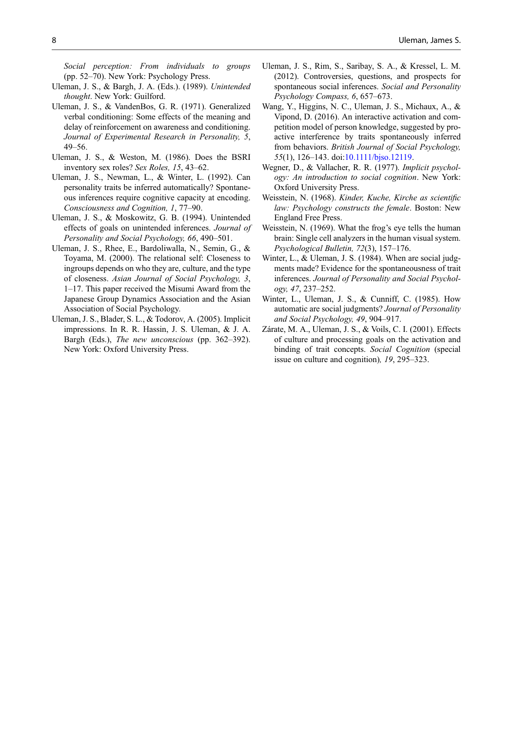*Social perception: From individuals to groups* (pp. 52–70). New York: Psychology Press.

Uleman, J. S., & Bargh, J. A. (Eds.). (1989). *Unintended thought*. New York: Guilford.

Uleman, J. S., & VandenBos, G. R. (1971). Generalized verbal conditioning: Some effects of the meaning and delay of reinforcement on awareness and conditioning. *Journal of Experimental Research in Personality, 5*, 49–56.

Uleman, J. S., & Weston, M. (1986). Does the BSRI inventory sex roles? *Sex Roles, 15*, 43–62.

Uleman, J. S., Newman, L., & Winter, L. (1992). Can personality traits be inferred automatically? Spontaneous inferences require cognitive capacity at encoding. *Consciousness and Cognition, 1*, 77–90.

Uleman, J. S., & Moskowitz, G. B. (1994). Unintended effects of goals on unintended inferences. *Journal of Personality and Social Psychology, 66*, 490–501.

Uleman, J. S., Rhee, E., Bardoliwalla, N., Semin, G., & Toyama, M. (2000). The relational self: Closeness to ingroups depends on who they are, culture, and the type of closeness. *Asian Journal of Social Psychology, 3*, 1–17. This paper received the Misumi Award from the Japanese Group Dynamics Association and the Asian Association of Social Psychology.

Uleman, J. S., Blader, S. L., & Todorov, A. (2005). Implicit impressions. In R. R. Hassin, J. S. Uleman, & J. A. Bargh (Eds.), *The new unconscious* (pp. 362–392). New York: Oxford University Press.

Uleman, J. S., Rim, S., Saribay, S. A., & Kressel, L. M. (2012). Controversies, questions, and prospects for spontaneous social inferences. *Social and Personality Psychology Compass, 6*, 657–673.

Wang, Y., Higgins, N. C., Uleman, J. S., Michaux, A., & Vipond, D. (2016). An interactive activation and competition model of person knowledge, suggested by proactive interference by traits spontaneously inferred from behaviors. *British Journal of Social Psychology, 55*(1), 126–143. doi:10.1111/bjso.12119.

Wegner, D., & Vallacher, R. R. (1977). *Implicit psychology: An introduction to social cognition*. New York: Oxford University Press.

Weisstein, N. (1968). *Kinder, Kuche, Kirche as scientific law: Psychology constructs the female*. Boston: New England Free Press.

Weisstein, N. (1969). What the frog's eye tells the human brain: Single cell analyzers in the human visual system. *Psychological Bulletin, 72*(3), 157–176.

Winter, L., & Uleman, J. S. (1984). When are social judgments made? Evidence for the spontaneousness of trait inferences. *Journal of Personality and Social Psychology, 47*, 237–252.

Winter, L., Uleman, J. S., & Cunniff, C. (1985). How automatic are social judgments? *Journal of Personality and Social Psychology, 49*, 904–917.

Zárate, M. A., Uleman, J. S., & Voils, C. I. (2001). Effects of culture and processing goals on the activation and binding of trait concepts. *Social Cognition* (special issue on culture and cognition)*, 19*, 295–323.